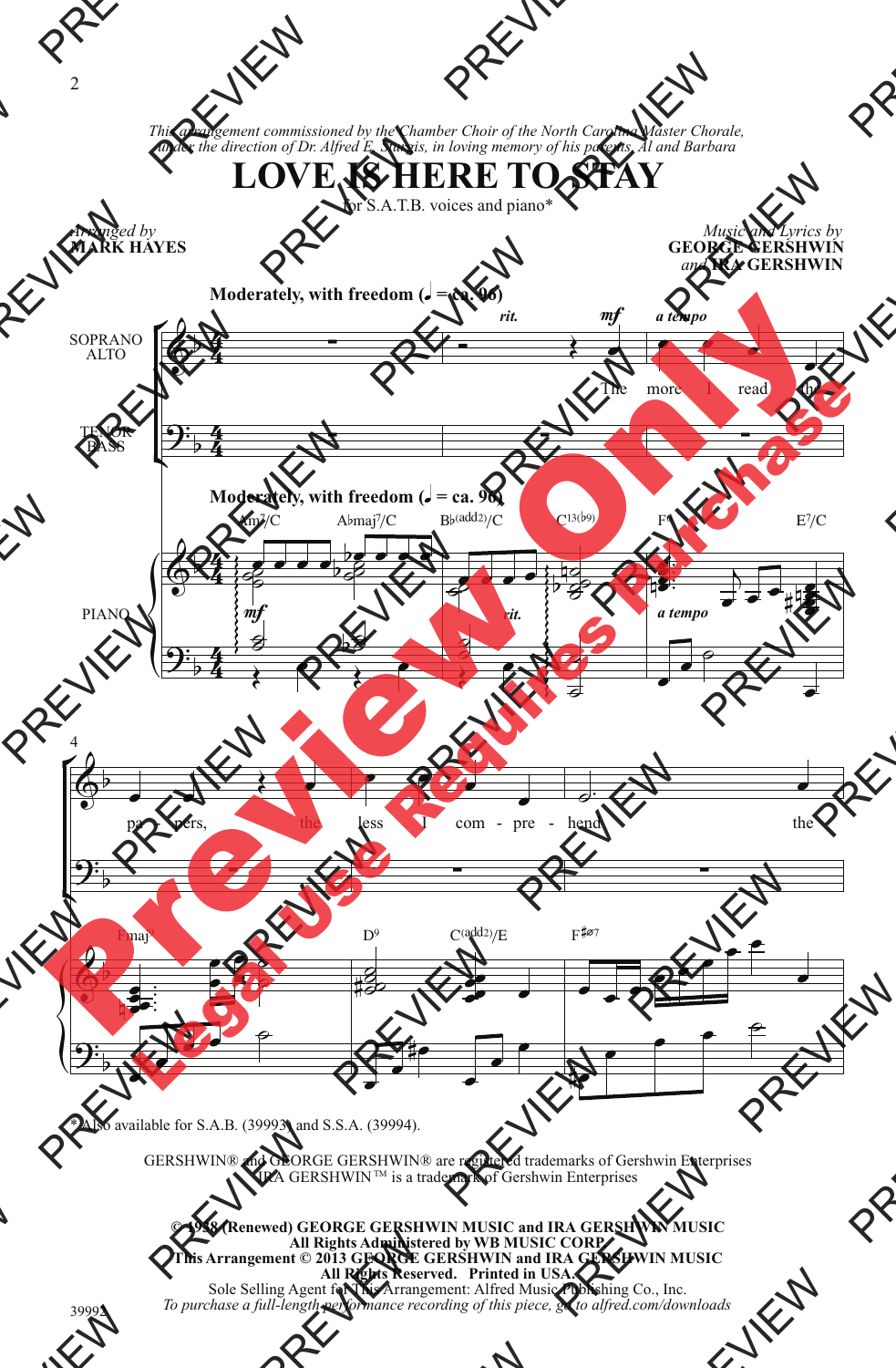*This arrangement commissioned by the Chamber Choir of the North Carolina Master Chorale, under the direction of Dr. Alfred E. Sturgis, in loving memory of his parents, Al and Barbara*

# LOVE IS HERE TO STAY

for S.A.T.B. voices and piano*

*Arranged by*
**MARK HAYES**

*Music and Lyrics by*
**GEORGE GERSHWIN**
*and* **IRA GERSHWIN**

**Moderately, with freedom (♩ = ca. 96)**

The more I read the papers, the less I comprehend the

\* Also available for S.A.B. (39993) and S.S.A. (39994).

GERSHWIN® and GEORGE GERSHWIN® are registered trademarks of Gershwin Enterprises
IRA GERSHWIN™ is a trademark of Gershwin Enterprises

**© 1938 (Renewed) GEORGE GERSHWIN MUSIC and IRA GERSHWIN MUSIC**
**All Rights Administered by WB MUSIC CORP.**
**This Arrangement © 2013 GEORGE GERSHWIN and IRA GERSHWIN MUSIC**
**All Rights Reserved. Printed in USA.**
Sole Selling Agent for This Arrangement: Alfred Music Publishing Co., Inc.
*To purchase a full-length performance recording of this piece, go to alfred.com/downloads*

39992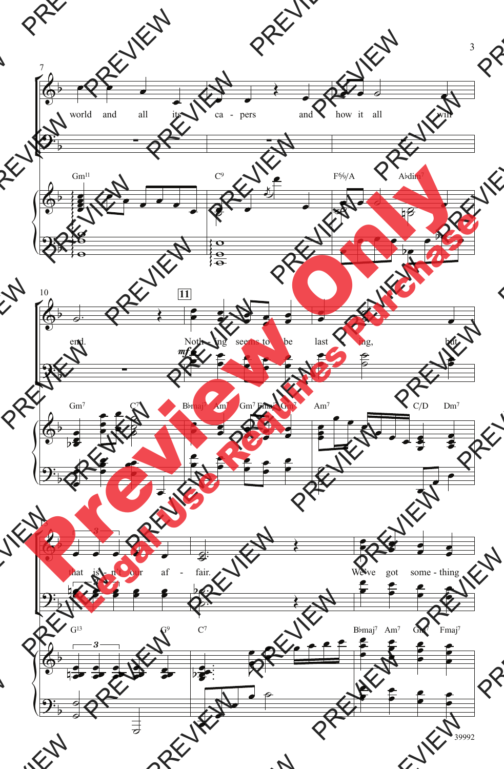world and all its ca - pers and how it all will end. Noth - ing seems to be last - ing, but that is - n't our af - fair. We've got some - thing

*mf*

Gm11 C9 F6/9/A A♭dim7

Gm7 C7 B♭maj7 Am7 Gm7 Fmaj7 Gm7 Am7 C/D Dm7

G13 G9 C7 B♭maj7 Am7 Gm7 Fmaj7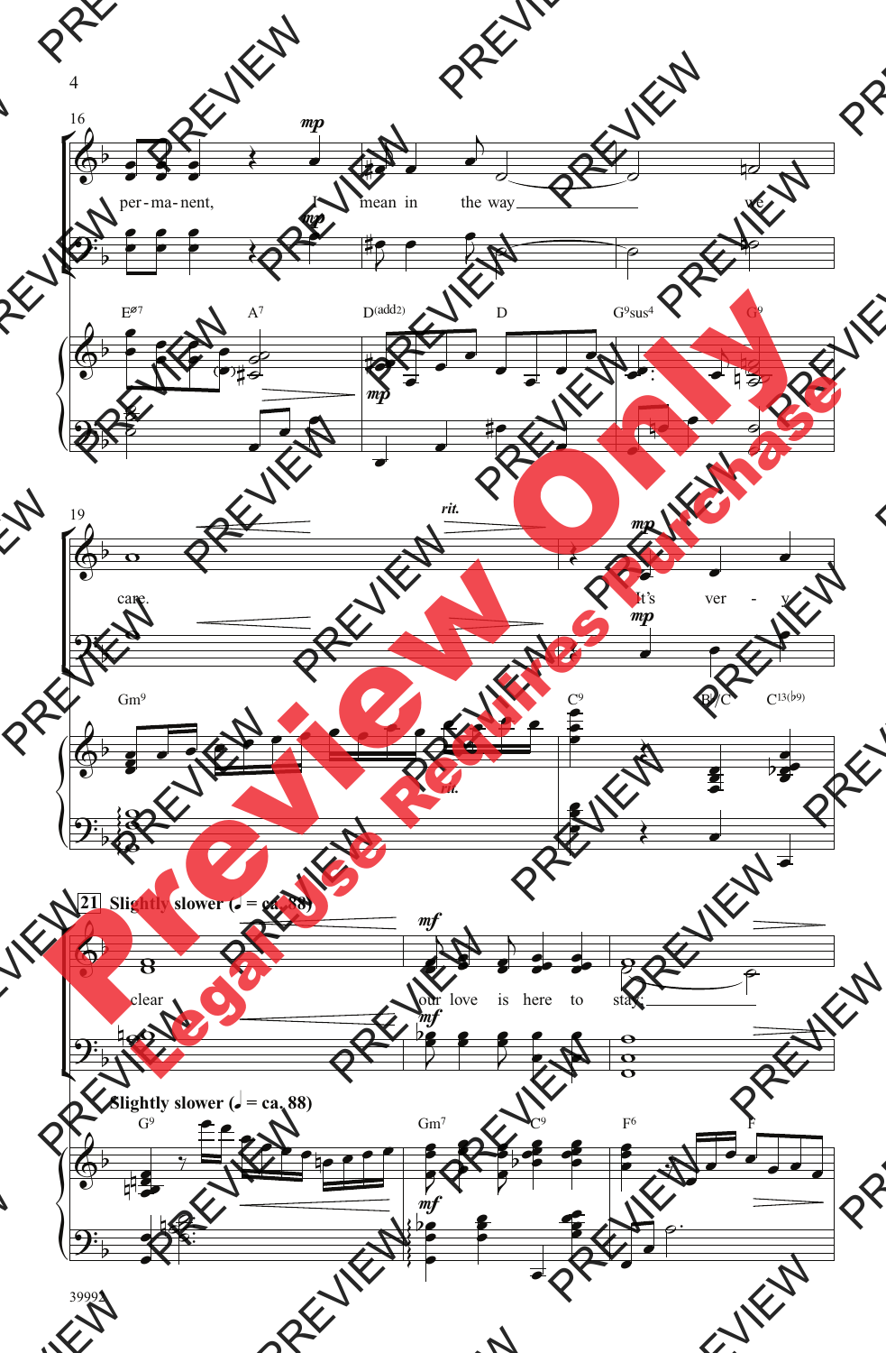16

per-ma-nent, I mean in the way we

Eø7 A7 D(add2) D G9sus4 G9

19

care. It's ver-y

rit.

Gm9 C9 B♭/C C13(♭9)

21 Slightly slower (♩ = ca. 88)

clear our love is here to stay.

Slightly slower (♩ = ca. 88)

G9 Gm7 C9 F6 F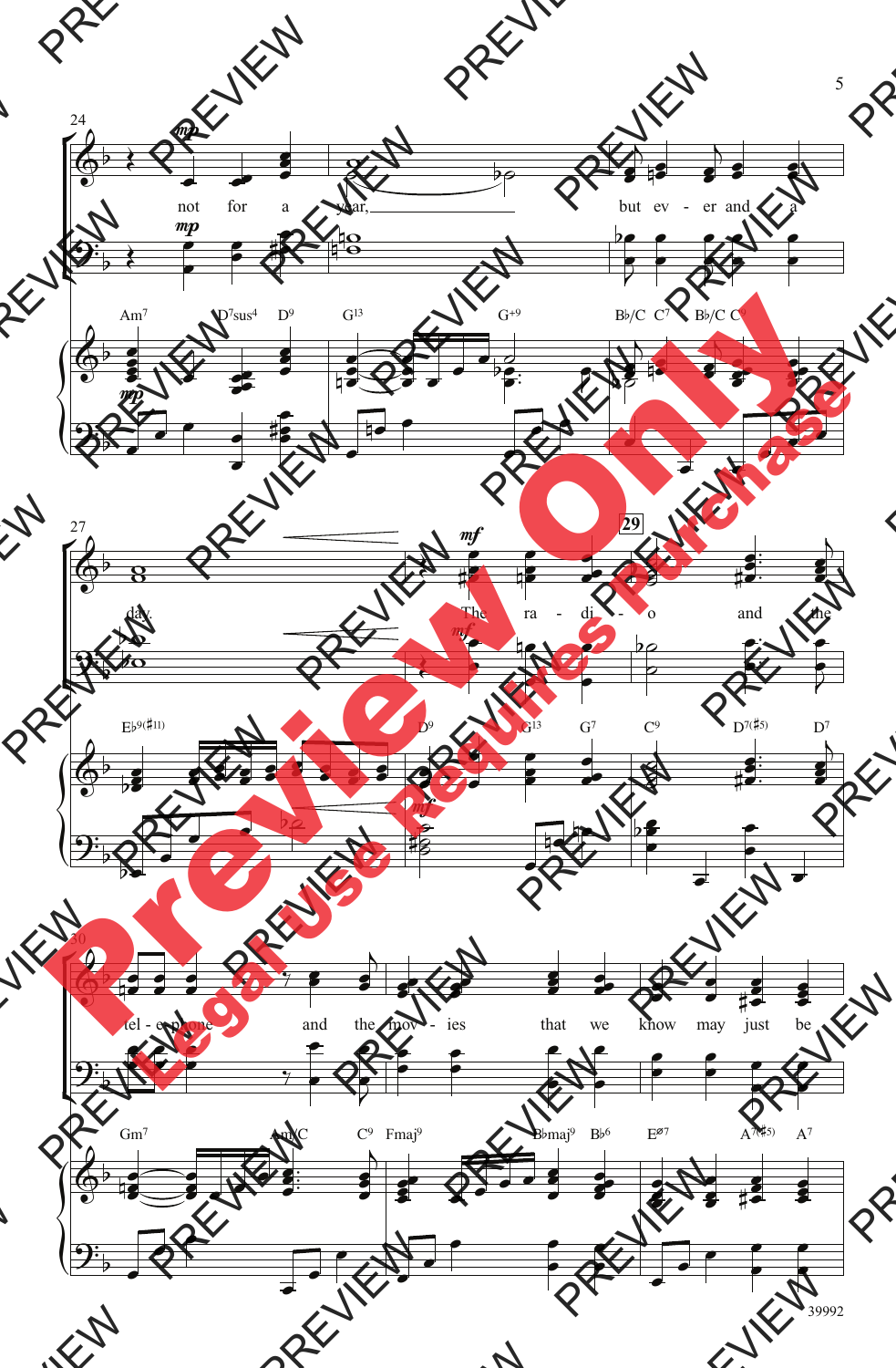not for a year, but ev - er and a day. The ra - di - o and the tel - e - phone and the mov - ies that we know may just be

Am7 D7sus4 D9 G13 G+9 B♭/C C7 B♭/C C9

E♭9(♯11) D9 G13 G7 C9 D7(♯5) D7

Gm7 Am/C C9 Fmaj9 B♭maj9 B♭6 Eø7 A7(♯5) A7

39992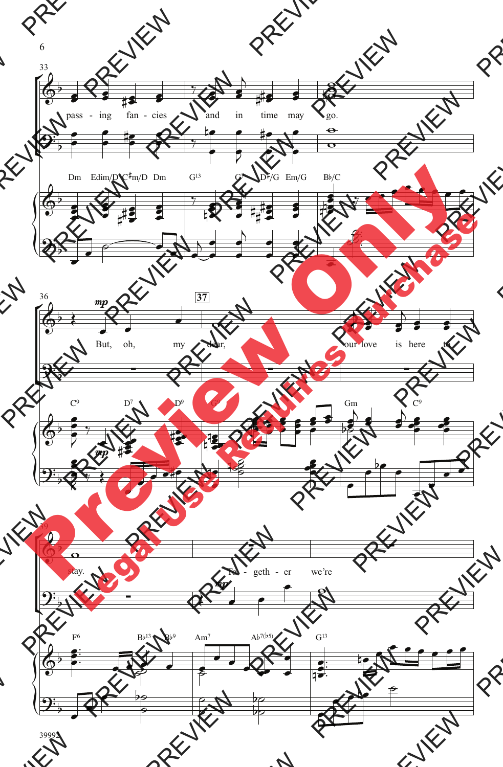33

pass - ing fan - cies and in time may go.

Dm Edim/D C♯m/D Dm G13 G7 D♯/G Em/G B♭/C

36

*mp*

But, oh, my dear, our love is here to

**37**

C9 D7 D9 G9 Gm C9

39

stay. To - geth - er we're

*mp*

F6 B♭13 B♭9 Am7 A♭7(♭5) G13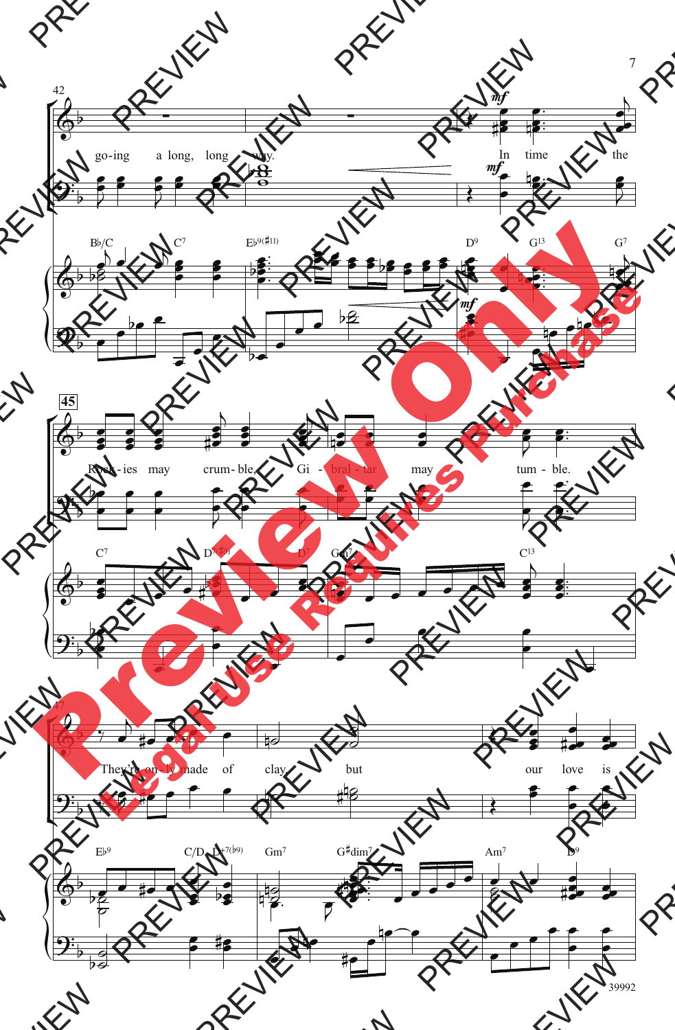42

go-ing a long, long way. In time the

Rock-ies may crum-ble, Gi-bral-tar may tum-ble.

They're on-ly made of clay, but our love is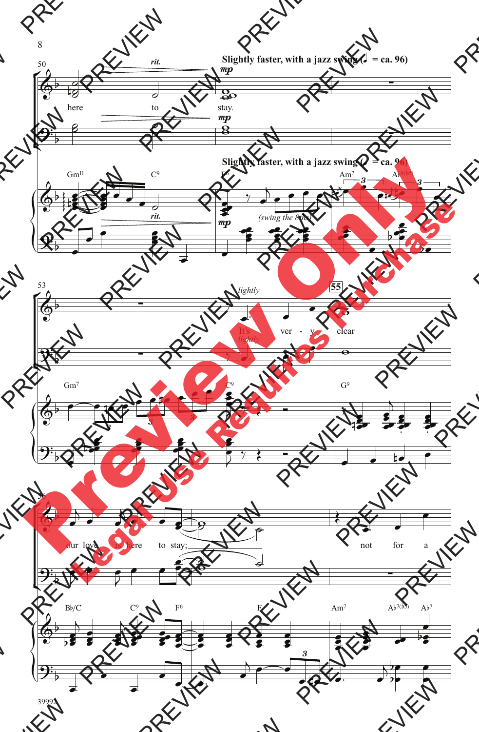Slightly faster, with a jazz swing (♩ = ca. 96)

here to stay.

It's very clear

our love is here to stay; not for a

39992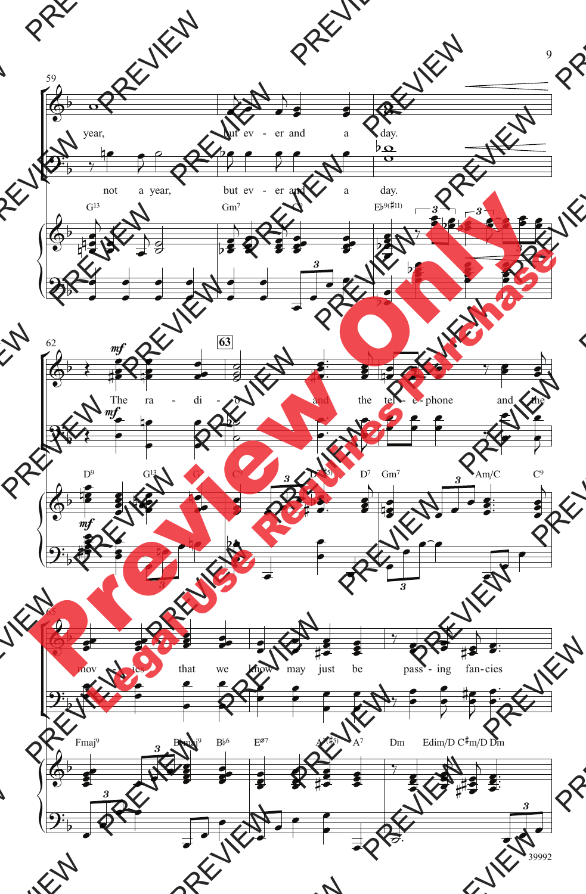59

year, but ev - er and a day.

not a year, but ev - er and a day.

G13 Gm7 C9 E♭9(♯11)

62 63

*mf*

The ra - di - o and the tel - e - phone and the

D9 G13 G7 C9 D7(♯5) D7 Gm7 Am/C C9

65

mov - ies that we know may just be pass - ing fan - cies

Fmaj9 B♭maj9 B♭6 E∅7 A7(♯5) A7 Dm Edim/D C♯m/D Dm

39992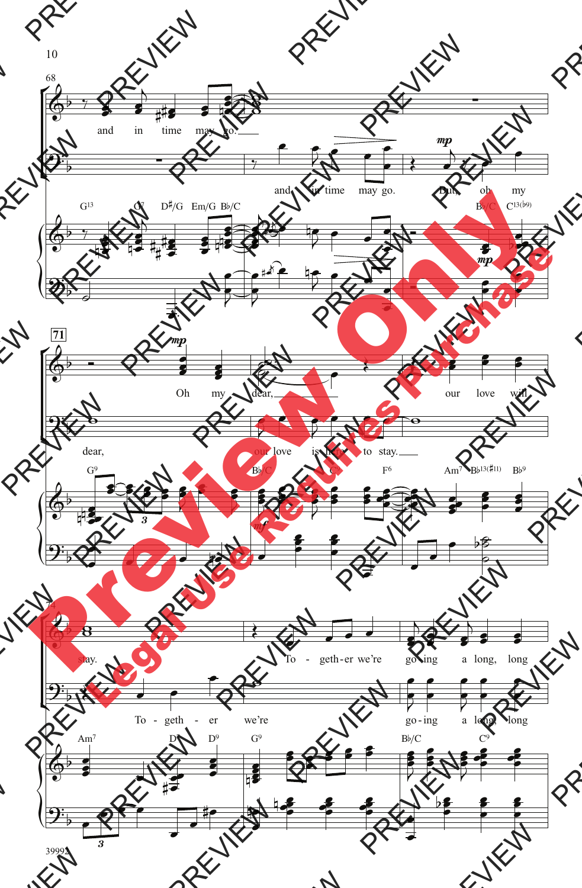68

and in time may go.

and in time may go. But, oh my

G13 G7 D♯/G Em/G B♭/C B♭/C C13(♭9)

mp

71

mp

Oh my dear, our love will

dear, our love is here to stay.

G9 B♭/C C9 F6 Am7 B♭13(♯11) B♭9

mf

74

stay. To - geth-er we're go-ing a long, long

To - geth - er we're go-ing a long, long

Am7 D7 D9 G9 B♭/C C9

3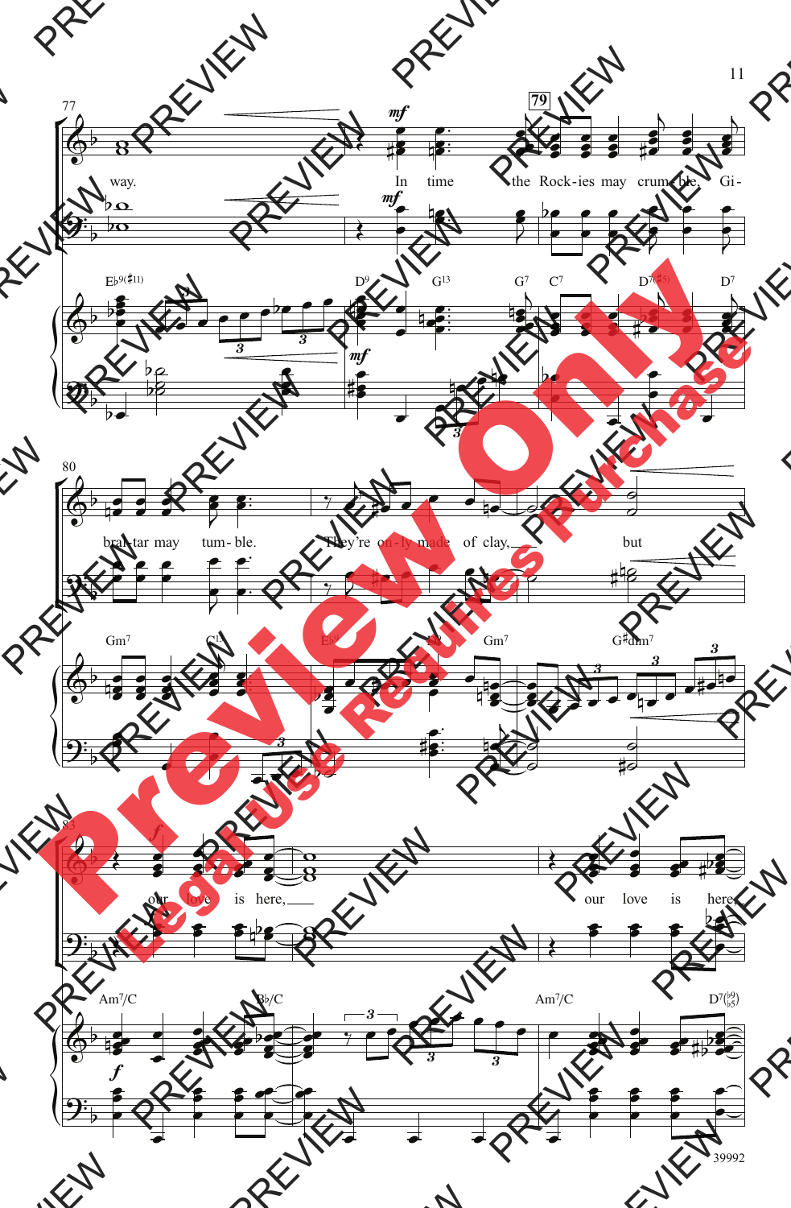77

79

way. In time the Rock-ies may crum-ble, Gi-

E♭9(♯11) D9 G13 G7 C7 D7(♯5) D7

80

bral-tar may tum-ble. They're on-ly made of clay, but

Gm7 C13 E♭9 D9 Gm7 G♯dim7

83

our love is here, our love is here,

Am7/C B♭/C Am7/C D7(♭9/♭5)

39992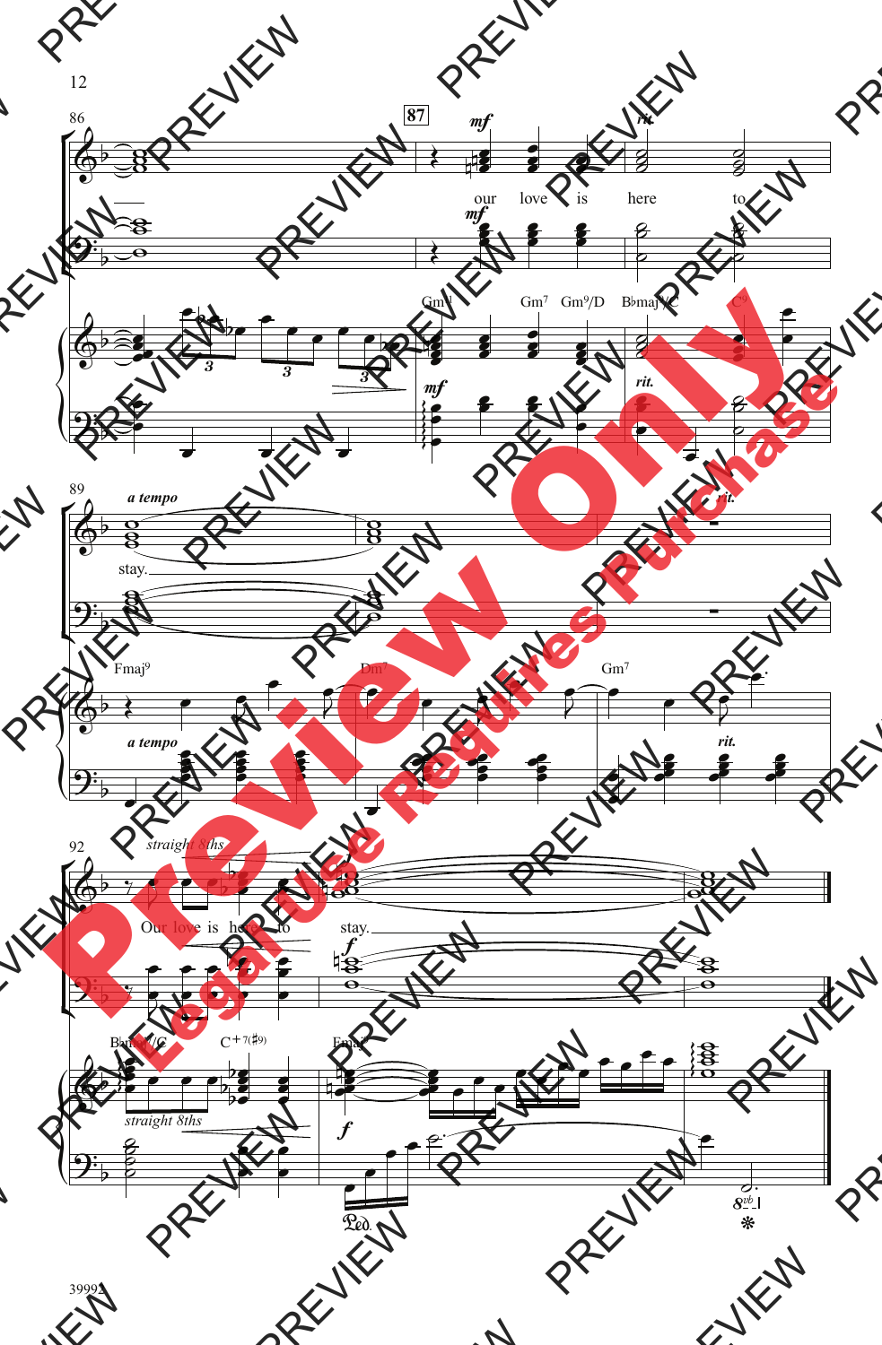86

87

*mf*

our love is here to

*mf*

*rit.*

Gm7 Gm7 Gm9/D B♭maj9/C C9

*mf*

*rit.*

89

*a tempo*

stay.

*rit.*

Fmaj9 Dm7 Gm7

*a tempo*

*rit.*

92

*straight 8ths*

Our love is here to stay.

*f*

B♭maj9/C C+7(♯9) Fmaj9

*straight 8ths*

*f*

Ped.